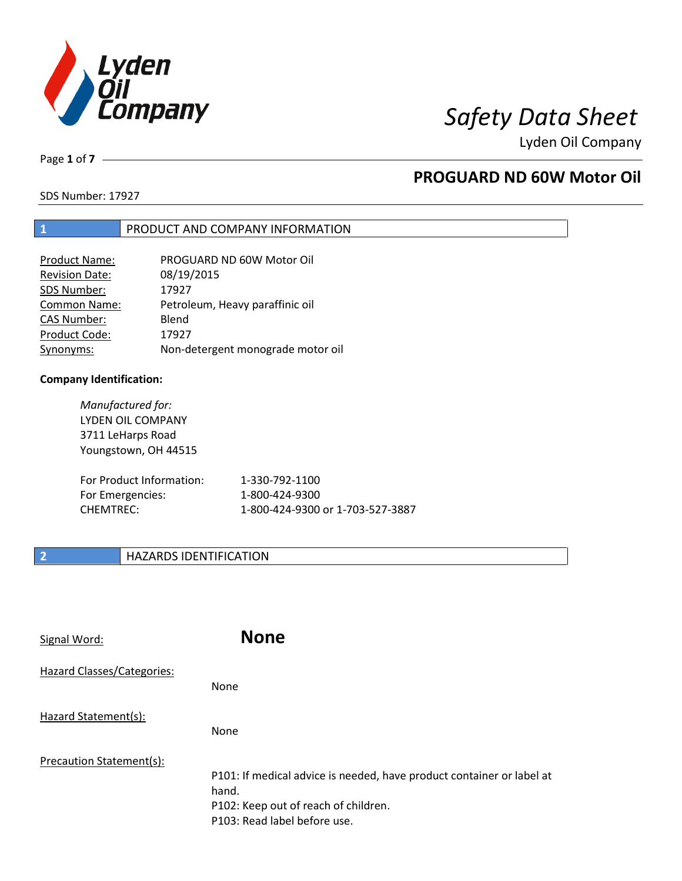# Safety Data Sheet

Lyden Oil Company

## PROGUARD ND 60W Motor Oil

SDS Number: 17927

## 1 PRODUCT AND COMPANY INFORMATION

| | |
|---|---|
| Product Name: | PROGUARD ND 60W Motor Oil |
| Revision Date: | 08/19/2015 |
| SDS Number: | 17927 |
| Common Name: | Petroleum, Heavy paraffinic oil |
| CAS Number: | Blend |
| Product Code: | 17927 |
| Synonyms: | Non-detergent monograde motor oil |

**Company Identification:**

*Manufactured for:*
LYDEN OIL COMPANY
3711 LeHarps Road
Youngstown, OH 44515

| | |
|---|---|
| For Product Information: | 1-330-792-1100 |
| For Emergencies: | 1-800-424-9300 |
| CHEMTREC: | 1-800-424-9300 or 1-703-527-3887 |

## 2 HAZARDS IDENTIFICATION

Signal Word: **None**

Hazard Classes/Categories:

None

Hazard Statement(s):

None

Precaution Statement(s):

P101: If medical advice is needed, have product container or label at hand.
P102: Keep out of reach of children.
P103: Read label before use.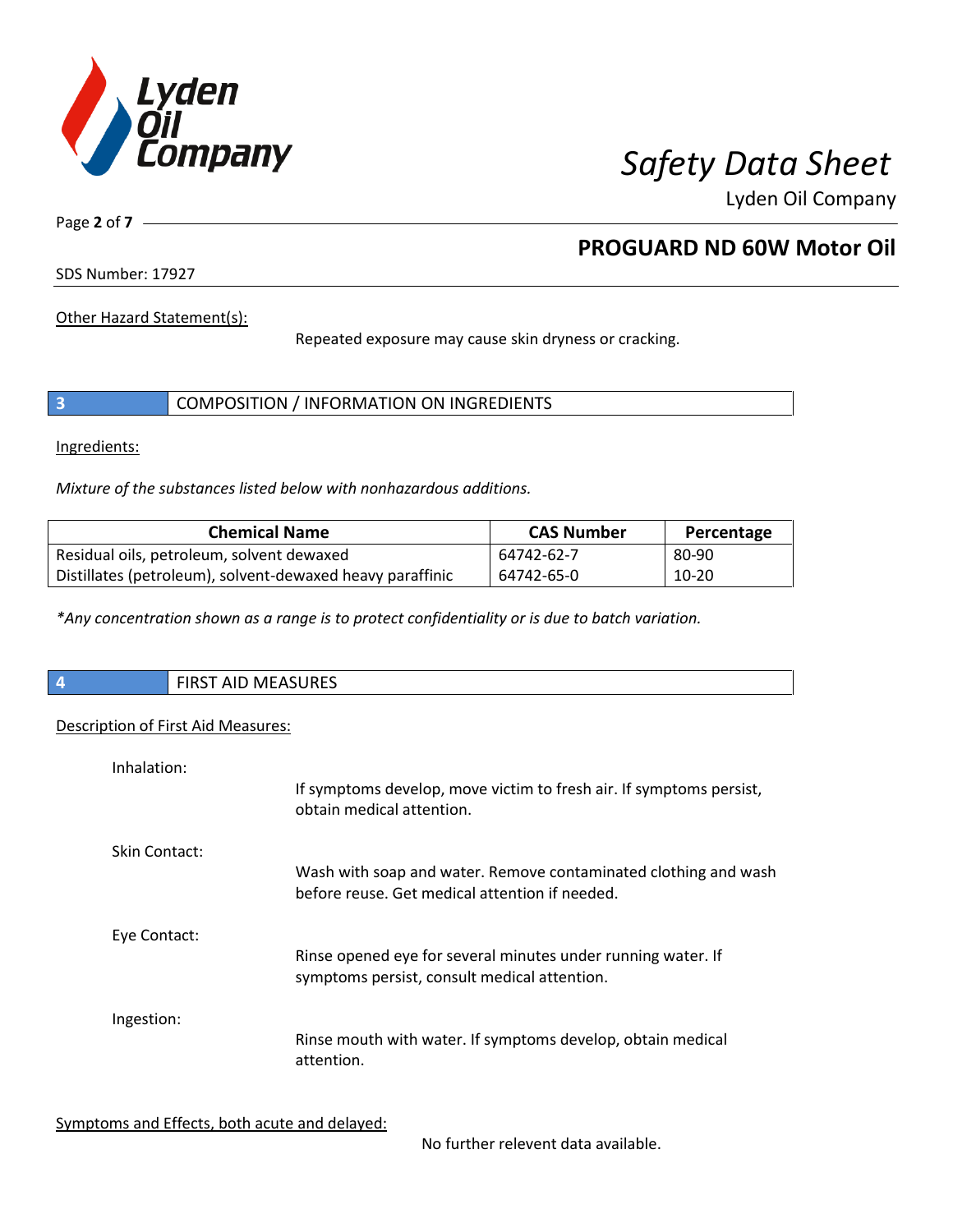Other Hazard Statement(s):

Repeated exposure may cause skin dryness or cracking.

## 3 COMPOSITION / INFORMATION ON INGREDIENTS

Ingredients:

*Mixture of the substances listed below with nonhazardous additions.*

| Chemical Name | CAS Number | Percentage |
| --- | --- | --- |
| Residual oils, petroleum, solvent dewaxed | 64742-62-7 | 80-90 |
| Distillates (petroleum), solvent-dewaxed heavy paraffinic | 64742-65-0 | 10-20 |

*\*Any concentration shown as a range is to protect confidentiality or is due to batch variation.*

## 4 FIRST AID MEASURES

Description of First Aid Measures:

Inhalation:

If symptoms develop, move victim to fresh air. If symptoms persist, obtain medical attention.

Skin Contact:

Wash with soap and water. Remove contaminated clothing and wash before reuse. Get medical attention if needed.

Eye Contact:

Rinse opened eye for several minutes under running water. If symptoms persist, consult medical attention.

Ingestion:

Rinse mouth with water. If symptoms develop, obtain medical attention.

Symptoms and Effects, both acute and delayed:

No further relevent data available.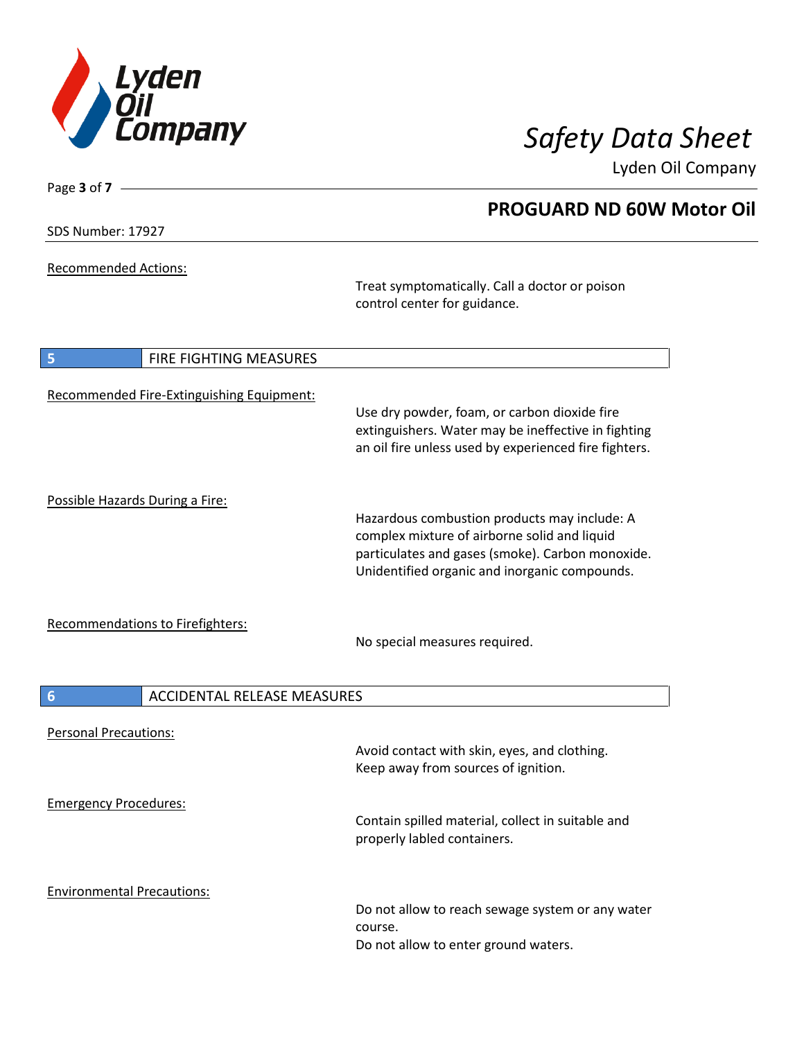Recommended Actions:

Treat symptomatically. Call a doctor or poison control center for guidance.

## 5 FIRE FIGHTING MEASURES

Recommended Fire-Extinguishing Equipment:

Use dry powder, foam, or carbon dioxide fire extinguishers. Water may be ineffective in fighting an oil fire unless used by experienced fire fighters.

Possible Hazards During a Fire:

Hazardous combustion products may include: A complex mixture of airborne solid and liquid particulates and gases (smoke). Carbon monoxide. Unidentified organic and inorganic compounds.

Recommendations to Firefighters:

No special measures required.

## 6 ACCIDENTAL RELEASE MEASURES

Personal Precautions:

Avoid contact with skin, eyes, and clothing. Keep away from sources of ignition.

Emergency Procedures:

Contain spilled material, collect in suitable and properly labled containers.

Environmental Precautions:

Do not allow to reach sewage system or any water course.
Do not allow to enter ground waters.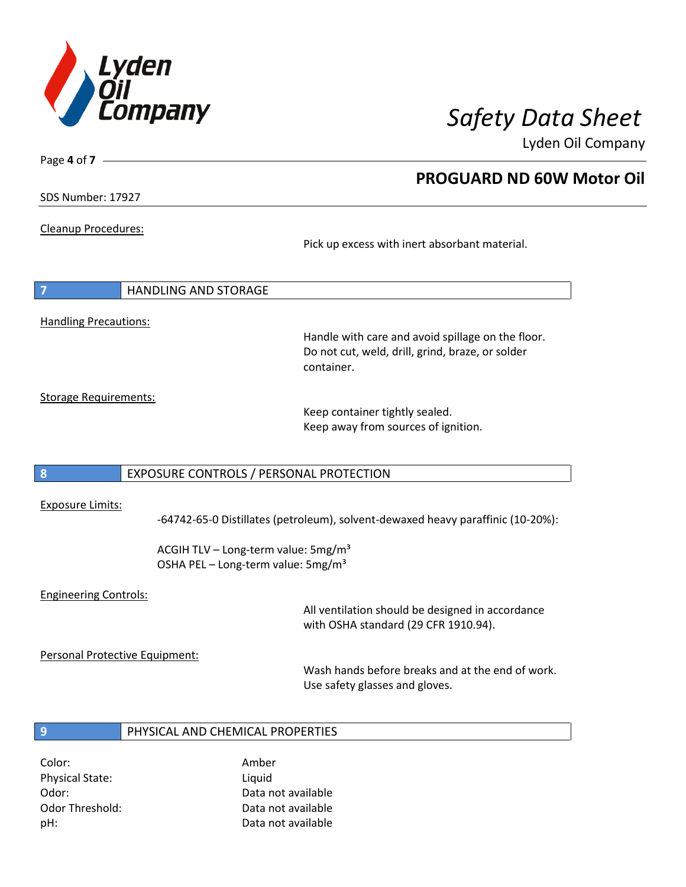**Cleanup Procedures:**

Pick up excess with inert absorbant material.

## 7 HANDLING AND STORAGE

**Handling Precautions:**

Handle with care and avoid spillage on the floor.
Do not cut, weld, drill, grind, braze, or solder container.

**Storage Requirements:**

Keep container tightly sealed.
Keep away from sources of ignition.

## 8 EXPOSURE CONTROLS / PERSONAL PROTECTION

**Exposure Limits:**

-64742-65-0 Distillates (petroleum), solvent-dewaxed heavy paraffinic (10-20%):

ACGIH TLV – Long-term value: 5mg/m$^3$
OSHA PEL – Long-term value: 5mg/m$^3$

**Engineering Controls:**

All ventilation should be designed in accordance with OSHA standard (29 CFR 1910.94).

**Personal Protective Equipment:**

Wash hands before breaks and at the end of work.
Use safety glasses and gloves.

## 9 PHYSICAL AND CHEMICAL PROPERTIES

| | |
|---|---|
| Color: | Amber |
| Physical State: | Liquid |
| Odor: | Data not available |
| Odor Threshold: | Data not available |
| pH: | Data not available |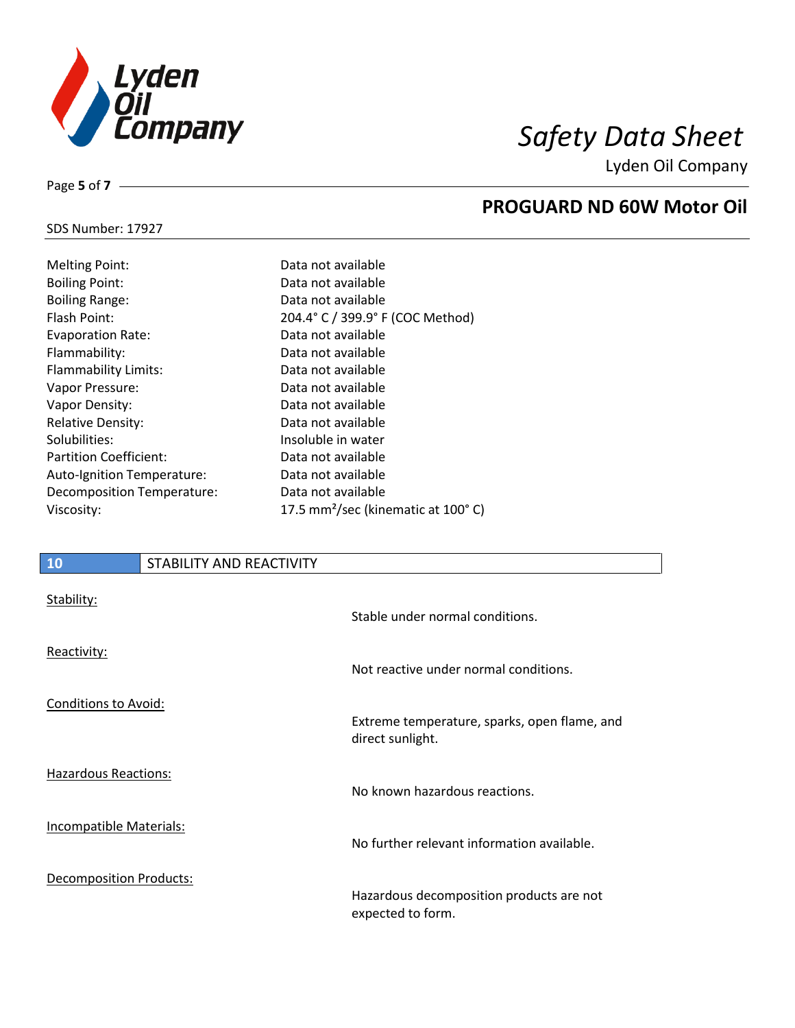SDS Number: 17927

| | |
|---|---|
| Melting Point: | Data not available |
| Boiling Point: | Data not available |
| Boiling Range: | Data not available |
| Flash Point: | 204.4° C / 399.9° F (COC Method) |
| Evaporation Rate: | Data not available |
| Flammability: | Data not available |
| Flammability Limits: | Data not available |
| Vapor Pressure: | Data not available |
| Vapor Density: | Data not available |
| Relative Density: | Data not available |
| Solubilities: | Insoluble in water |
| Partition Coefficient: | Data not available |
| Auto-Ignition Temperature: | Data not available |
| Decomposition Temperature: | Data not available |
| Viscosity: | 17.5 $mm^2$/sec (kinematic at 100° C) |

## 10 STABILITY AND REACTIVITY

**Stability:**
Stable under normal conditions.

**Reactivity:**
Not reactive under normal conditions.

**Conditions to Avoid:**
Extreme temperature, sparks, open flame, and direct sunlight.

**Hazardous Reactions:**
No known hazardous reactions.

**Incompatible Materials:**
No further relevant information available.

**Decomposition Products:**
Hazardous decomposition products are not expected to form.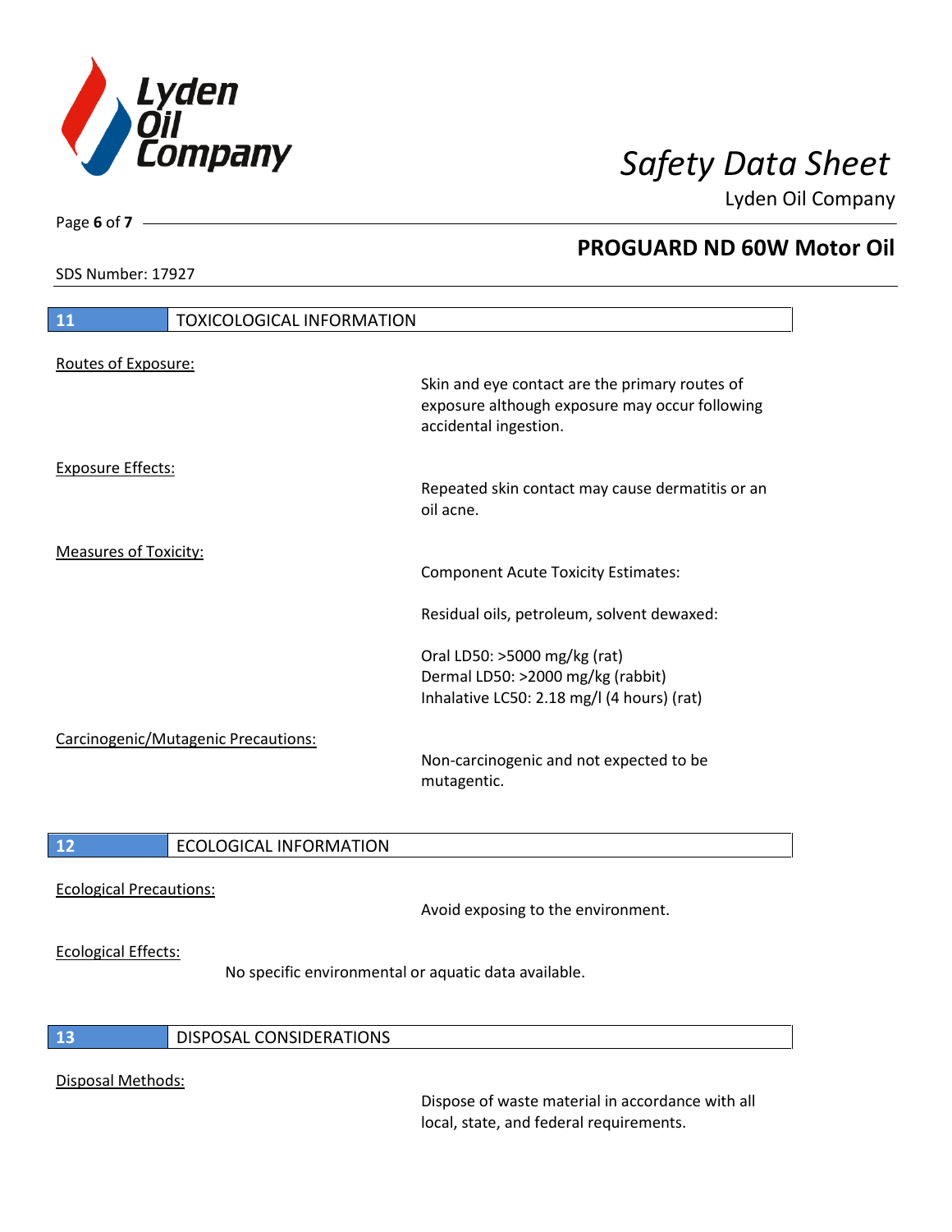## 11 TOXICOLOGICAL INFORMATION

Routes of Exposure:

Skin and eye contact are the primary routes of exposure although exposure may occur following accidental ingestion.

Exposure Effects:

Repeated skin contact may cause dermatitis or an oil acne.

Measures of Toxicity:

Component Acute Toxicity Estimates:

Residual oils, petroleum, solvent dewaxed:

Oral LD50: >5000 mg/kg (rat)
Dermal LD50: >2000 mg/kg (rabbit)
Inhalative LC50: 2.18 mg/l (4 hours) (rat)

Carcinogenic/Mutagenic Precautions:

Non-carcinogenic and not expected to be mutagentic.

## 12 ECOLOGICAL INFORMATION

Ecological Precautions:

Avoid exposing to the environment.

Ecological Effects:

No specific environmental or aquatic data available.

## 13 DISPOSAL CONSIDERATIONS

Disposal Methods:

Dispose of waste material in accordance with all local, state, and federal requirements.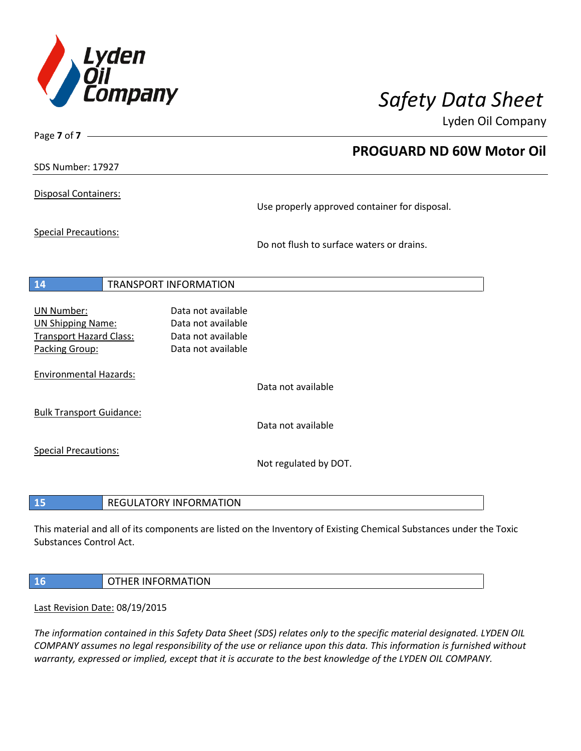Disposal Containers:

Use properly approved container for disposal.

Special Precautions:

Do not flush to surface waters or drains.

## 14 TRANSPORT INFORMATION

| | |
|---|---|
| UN Number: | Data not available |
| UN Shipping Name: | Data not available |
| Transport Hazard Class: | Data not available |
| Packing Group: | Data not available |

Environmental Hazards:

Data not available

Bulk Transport Guidance:

Data not available

Special Precautions:

Not regulated by DOT.

## 15 REGULATORY INFORMATION

This material and all of its components are listed on the Inventory of Existing Chemical Substances under the Toxic Substances Control Act.

## 16 OTHER INFORMATION

Last Revision Date: 08/19/2015

*The information contained in this Safety Data Sheet (SDS) relates only to the specific material designated. LYDEN OIL COMPANY assumes no legal responsibility of the use or reliance upon this data. This information is furnished without warranty, expressed or implied, except that it is accurate to the best knowledge of the LYDEN OIL COMPANY.*